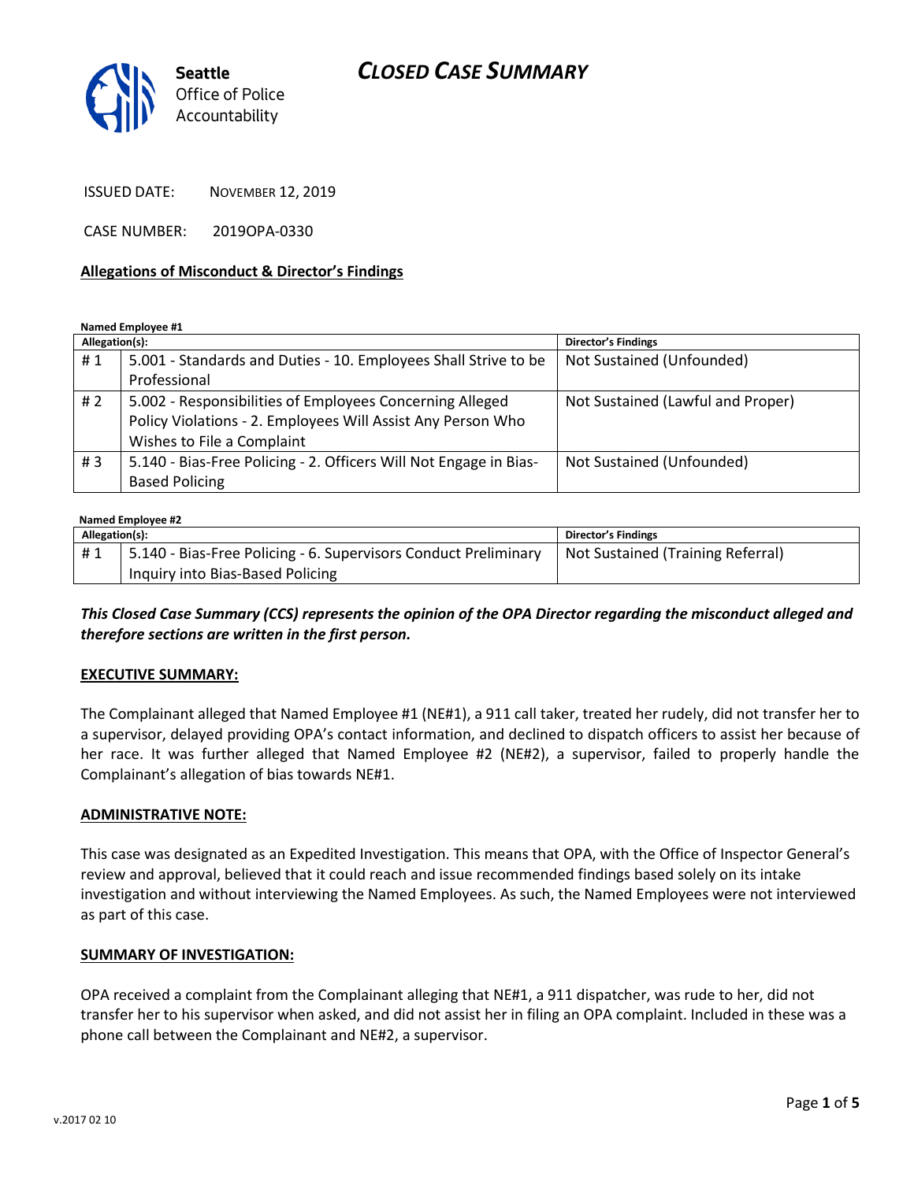# CLOSED CASE SUMMARY

Seattle Office of Police Accountability

ISSUED DATE: NOVEMBER 12, 2019

CASE NUMBER: 2019OPA-0330

## Allegations of Misconduct & Director's Findings

**Named Employee #1**

| Allegation(s): | | Director's Findings |
|---|---|---|
| # 1 | 5.001 - Standards and Duties - 10. Employees Shall Strive to be Professional | Not Sustained (Unfounded) |
| # 2 | 5.002 - Responsibilities of Employees Concerning Alleged Policy Violations - 2. Employees Will Assist Any Person Who Wishes to File a Complaint | Not Sustained (Lawful and Proper) |
| # 3 | 5.140 - Bias-Free Policing - 2. Officers Will Not Engage in Bias-Based Policing | Not Sustained (Unfounded) |

**Named Employee #2**

| Allegation(s): | | Director's Findings |
|---|---|---|
| # 1 | 5.140 - Bias-Free Policing - 6. Supervisors Conduct Preliminary Inquiry into Bias-Based Policing | Not Sustained (Training Referral) |

***This Closed Case Summary (CCS) represents the opinion of the OPA Director regarding the misconduct alleged and therefore sections are written in the first person.***

### EXECUTIVE SUMMARY:

The Complainant alleged that Named Employee #1 (NE#1), a 911 call taker, treated her rudely, did not transfer her to a supervisor, delayed providing OPA's contact information, and declined to dispatch officers to assist her because of her race. It was further alleged that Named Employee #2 (NE#2), a supervisor, failed to properly handle the Complainant's allegation of bias towards NE#1.

### ADMINISTRATIVE NOTE:

This case was designated as an Expedited Investigation. This means that OPA, with the Office of Inspector General's review and approval, believed that it could reach and issue recommended findings based solely on its intake investigation and without interviewing the Named Employees. As such, the Named Employees were not interviewed as part of this case.

### SUMMARY OF INVESTIGATION:

OPA received a complaint from the Complainant alleging that NE#1, a 911 dispatcher, was rude to her, did not transfer her to his supervisor when asked, and did not assist her in filing an OPA complaint. Included in these was a phone call between the Complainant and NE#2, a supervisor.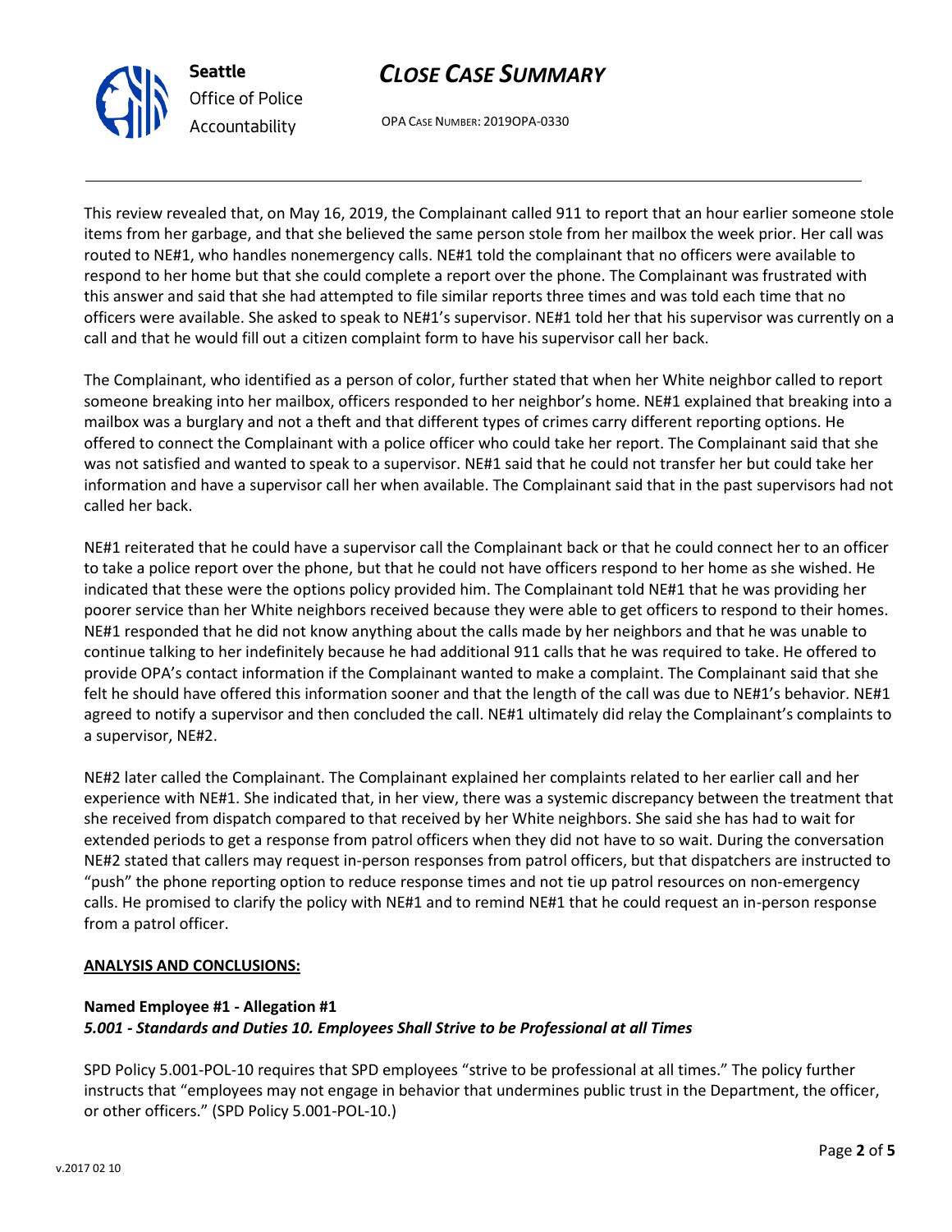This review revealed that, on May 16, 2019, the Complainant called 911 to report that an hour earlier someone stole items from her garbage, and that she believed the same person stole from her mailbox the week prior. Her call was routed to NE#1, who handles nonemergency calls. NE#1 told the complainant that no officers were available to respond to her home but that she could complete a report over the phone. The Complainant was frustrated with this answer and said that she had attempted to file similar reports three times and was told each time that no officers were available. She asked to speak to NE#1's supervisor. NE#1 told her that his supervisor was currently on a call and that he would fill out a citizen complaint form to have his supervisor call her back.

The Complainant, who identified as a person of color, further stated that when her White neighbor called to report someone breaking into her mailbox, officers responded to her neighbor's home. NE#1 explained that breaking into a mailbox was a burglary and not a theft and that different types of crimes carry different reporting options. He offered to connect the Complainant with a police officer who could take her report. The Complainant said that she was not satisfied and wanted to speak to a supervisor. NE#1 said that he could not transfer her but could take her information and have a supervisor call her when available. The Complainant said that in the past supervisors had not called her back.

NE#1 reiterated that he could have a supervisor call the Complainant back or that he could connect her to an officer to take a police report over the phone, but that he could not have officers respond to her home as she wished. He indicated that these were the options policy provided him. The Complainant told NE#1 that he was providing her poorer service than her White neighbors received because they were able to get officers to respond to their homes. NE#1 responded that he did not know anything about the calls made by her neighbors and that he was unable to continue talking to her indefinitely because he had additional 911 calls that he was required to take. He offered to provide OPA's contact information if the Complainant wanted to make a complaint. The Complainant said that she felt he should have offered this information sooner and that the length of the call was due to NE#1's behavior. NE#1 agreed to notify a supervisor and then concluded the call. NE#1 ultimately did relay the Complainant's complaints to a supervisor, NE#2.

NE#2 later called the Complainant. The Complainant explained her complaints related to her earlier call and her experience with NE#1. She indicated that, in her view, there was a systemic discrepancy between the treatment that she received from dispatch compared to that received by her White neighbors. She said she has had to wait for extended periods to get a response from patrol officers when they did not have to so wait. During the conversation NE#2 stated that callers may request in-person responses from patrol officers, but that dispatchers are instructed to "push" the phone reporting option to reduce response times and not tie up patrol resources on non-emergency calls. He promised to clarify the policy with NE#1 and to remind NE#1 that he could request an in-person response from a patrol officer.

**ANALYSIS AND CONCLUSIONS:**

**Named Employee #1 - Allegation #1**
***5.001 - Standards and Duties 10. Employees Shall Strive to be Professional at all Times***

SPD Policy 5.001-POL-10 requires that SPD employees "strive to be professional at all times." The policy further instructs that "employees may not engage in behavior that undermines public trust in the Department, the officer, or other officers." (SPD Policy 5.001-POL-10.)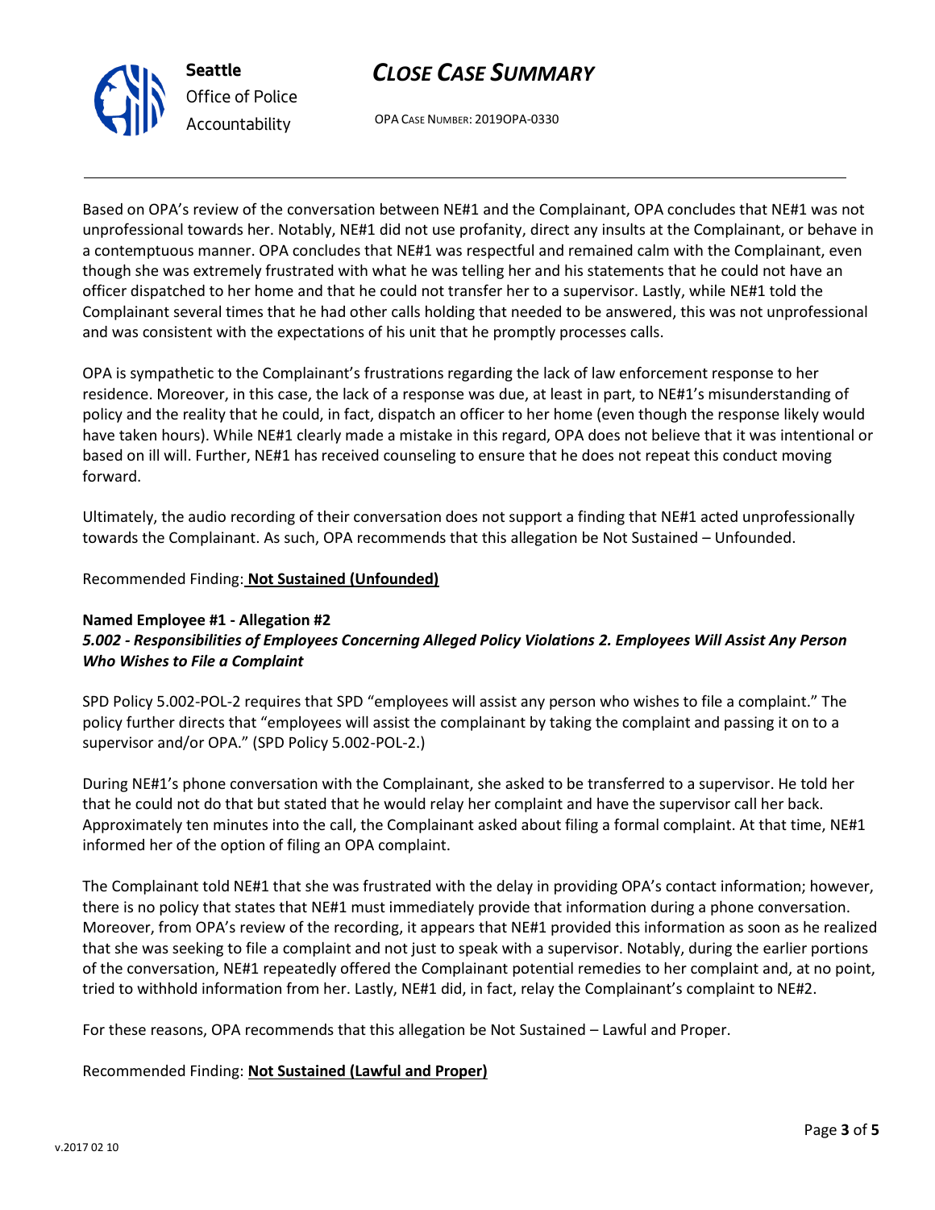Based on OPA's review of the conversation between NE#1 and the Complainant, OPA concludes that NE#1 was not unprofessional towards her. Notably, NE#1 did not use profanity, direct any insults at the Complainant, or behave in a contemptuous manner. OPA concludes that NE#1 was respectful and remained calm with the Complainant, even though she was extremely frustrated with what he was telling her and his statements that he could not have an officer dispatched to her home and that he could not transfer her to a supervisor. Lastly, while NE#1 told the Complainant several times that he had other calls holding that needed to be answered, this was not unprofessional and was consistent with the expectations of his unit that he promptly processes calls.

OPA is sympathetic to the Complainant's frustrations regarding the lack of law enforcement response to her residence. Moreover, in this case, the lack of a response was due, at least in part, to NE#1's misunderstanding of policy and the reality that he could, in fact, dispatch an officer to her home (even though the response likely would have taken hours). While NE#1 clearly made a mistake in this regard, OPA does not believe that it was intentional or based on ill will. Further, NE#1 has received counseling to ensure that he does not repeat this conduct moving forward.

Ultimately, the audio recording of their conversation does not support a finding that NE#1 acted unprofessionally towards the Complainant. As such, OPA recommends that this allegation be Not Sustained – Unfounded.

Recommended Finding: **Not Sustained (Unfounded)**

**Named Employee #1 - Allegation #2**
***5.002 - Responsibilities of Employees Concerning Alleged Policy Violations 2. Employees Will Assist Any Person Who Wishes to File a Complaint***

SPD Policy 5.002-POL-2 requires that SPD "employees will assist any person who wishes to file a complaint." The policy further directs that "employees will assist the complainant by taking the complaint and passing it on to a supervisor and/or OPA." (SPD Policy 5.002-POL-2.)

During NE#1's phone conversation with the Complainant, she asked to be transferred to a supervisor. He told her that he could not do that but stated that he would relay her complaint and have the supervisor call her back. Approximately ten minutes into the call, the Complainant asked about filing a formal complaint. At that time, NE#1 informed her of the option of filing an OPA complaint.

The Complainant told NE#1 that she was frustrated with the delay in providing OPA's contact information; however, there is no policy that states that NE#1 must immediately provide that information during a phone conversation. Moreover, from OPA's review of the recording, it appears that NE#1 provided this information as soon as he realized that she was seeking to file a complaint and not just to speak with a supervisor. Notably, during the earlier portions of the conversation, NE#1 repeatedly offered the Complainant potential remedies to her complaint and, at no point, tried to withhold information from her. Lastly, NE#1 did, in fact, relay the Complainant's complaint to NE#2.

For these reasons, OPA recommends that this allegation be Not Sustained – Lawful and Proper.

Recommended Finding: **Not Sustained (Lawful and Proper)**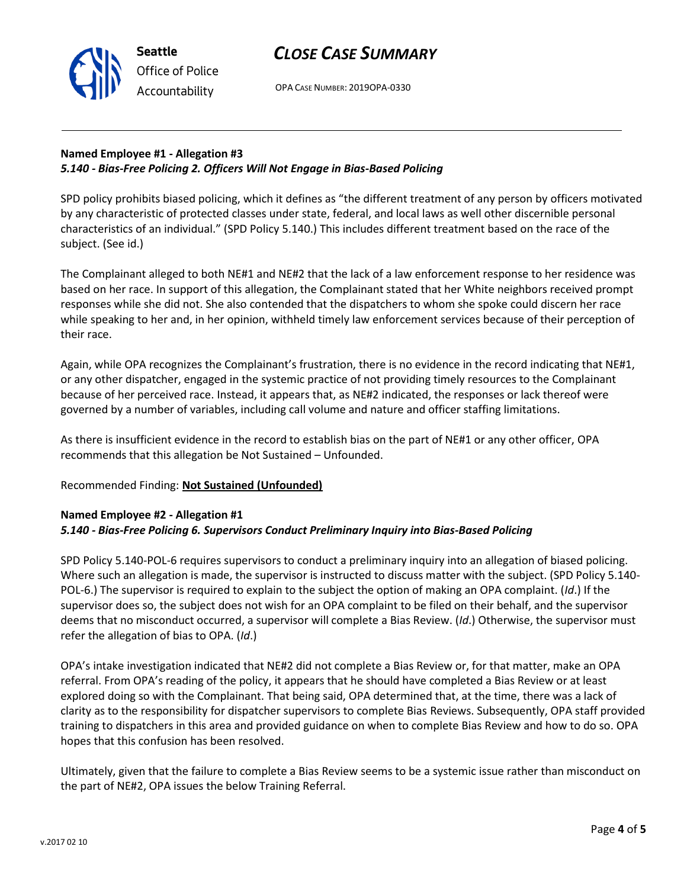**Named Employee #1 - Allegation #3**
***5.140 - Bias-Free Policing 2. Officers Will Not Engage in Bias-Based Policing***

SPD policy prohibits biased policing, which it defines as "the different treatment of any person by officers motivated by any characteristic of protected classes under state, federal, and local laws as well other discernible personal characteristics of an individual." (SPD Policy 5.140.) This includes different treatment based on the race of the subject. (See id.)

The Complainant alleged to both NE#1 and NE#2 that the lack of a law enforcement response to her residence was based on her race. In support of this allegation, the Complainant stated that her White neighbors received prompt responses while she did not. She also contended that the dispatchers to whom she spoke could discern her race while speaking to her and, in her opinion, withheld timely law enforcement services because of their perception of their race.

Again, while OPA recognizes the Complainant's frustration, there is no evidence in the record indicating that NE#1, or any other dispatcher, engaged in the systemic practice of not providing timely resources to the Complainant because of her perceived race. Instead, it appears that, as NE#2 indicated, the responses or lack thereof were governed by a number of variables, including call volume and nature and officer staffing limitations.

As there is insufficient evidence in the record to establish bias on the part of NE#1 or any other officer, OPA recommends that this allegation be Not Sustained – Unfounded.

Recommended Finding: **Not Sustained (Unfounded)**

**Named Employee #2 - Allegation #1**
***5.140 - Bias-Free Policing 6. Supervisors Conduct Preliminary Inquiry into Bias-Based Policing***

SPD Policy 5.140-POL-6 requires supervisors to conduct a preliminary inquiry into an allegation of biased policing. Where such an allegation is made, the supervisor is instructed to discuss matter with the subject. (SPD Policy 5.140-POL-6.) The supervisor is required to explain to the subject the option of making an OPA complaint. (*Id*.) If the supervisor does so, the subject does not wish for an OPA complaint to be filed on their behalf, and the supervisor deems that no misconduct occurred, a supervisor will complete a Bias Review. (*Id*.) Otherwise, the supervisor must refer the allegation of bias to OPA. (*Id*.)

OPA's intake investigation indicated that NE#2 did not complete a Bias Review or, for that matter, make an OPA referral. From OPA's reading of the policy, it appears that he should have completed a Bias Review or at least explored doing so with the Complainant. That being said, OPA determined that, at the time, there was a lack of clarity as to the responsibility for dispatcher supervisors to complete Bias Reviews. Subsequently, OPA staff provided training to dispatchers in this area and provided guidance on when to complete Bias Review and how to do so. OPA hopes that this confusion has been resolved.

Ultimately, given that the failure to complete a Bias Review seems to be a systemic issue rather than misconduct on the part of NE#2, OPA issues the below Training Referral.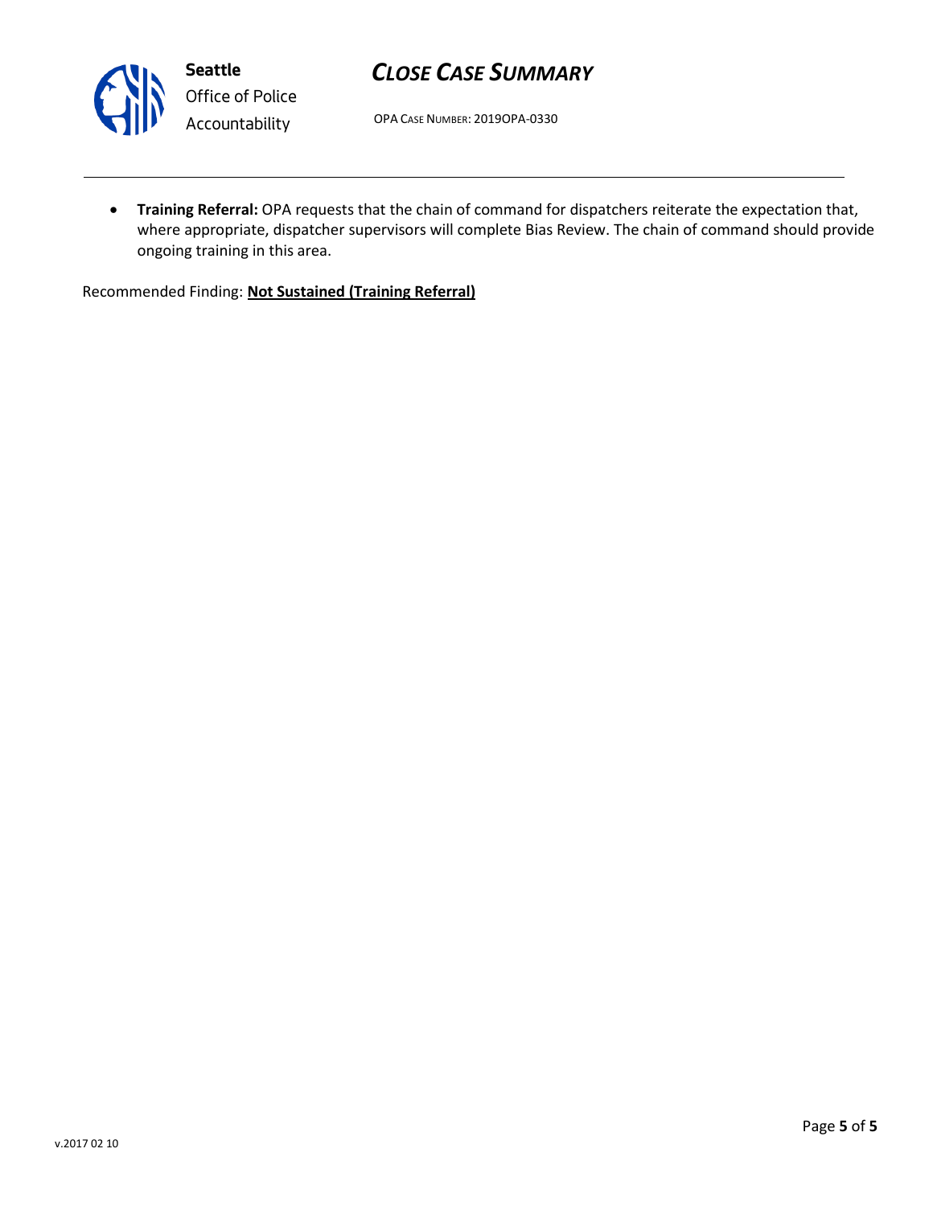- **Training Referral:** OPA requests that the chain of command for dispatchers reiterate the expectation that, where appropriate, dispatcher supervisors will complete Bias Review. The chain of command should provide ongoing training in this area.

Recommended Finding: **Not Sustained (Training Referral)**